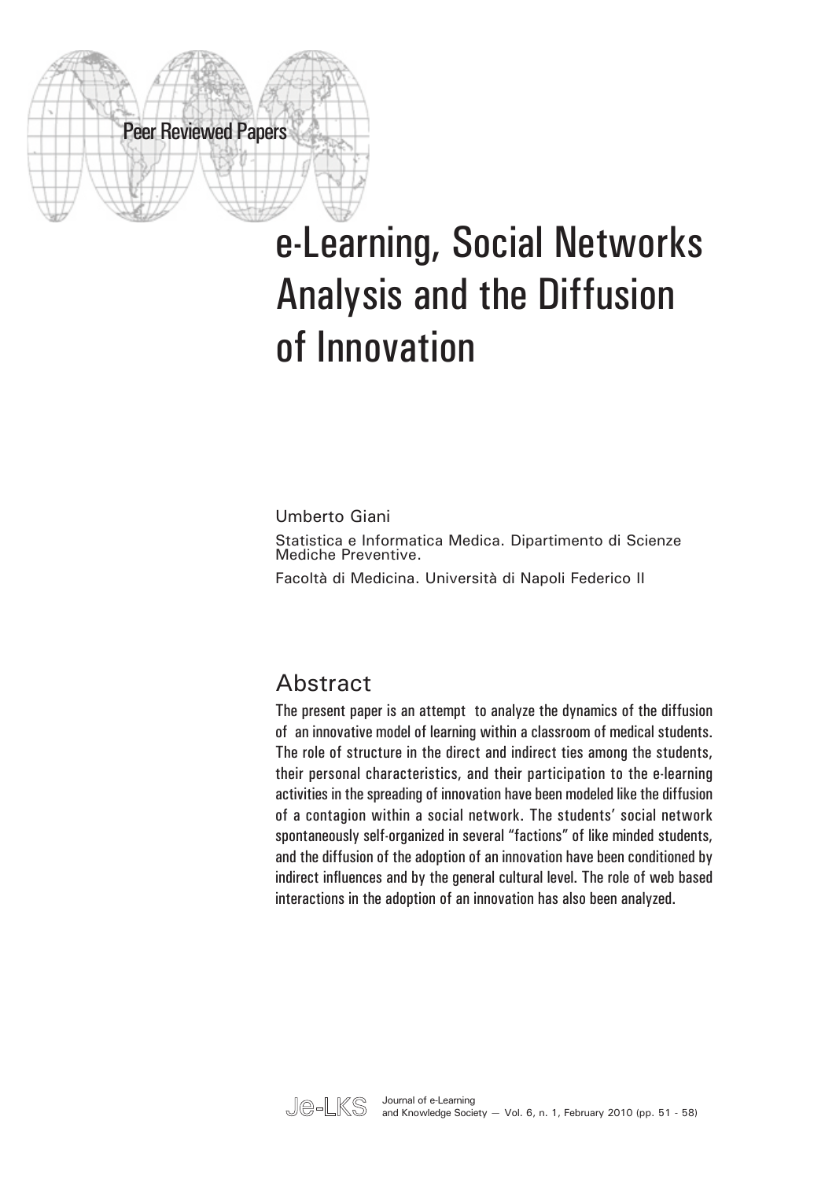Peer Reviewed Papers

# e-Learning, Social Networks Analysis and the Diffusion of Innovation

Umberto Giani

Statistica e Informatica Medica. Dipartimento di Scienze Mediche Preventive.

Facoltà di Medicina. Università di Napoli Federico II

## Abstract

The present paper is an attempt to analyze the dynamics of the diffusion of an innovative model of learning within a classroom of medical students. The role of structure in the direct and indirect ties among the students, their personal characteristics, and their participation to the e-learning activities in the spreading of innovation have been modeled like the diffusion of a contagion within a social network. The students' social network spontaneously self-organized in several "factions" of like minded students, and the diffusion of the adoption of an innovation have been conditioned by indirect influences and by the general cultural level. The role of web based interactions in the adoption of an innovation has also been analyzed.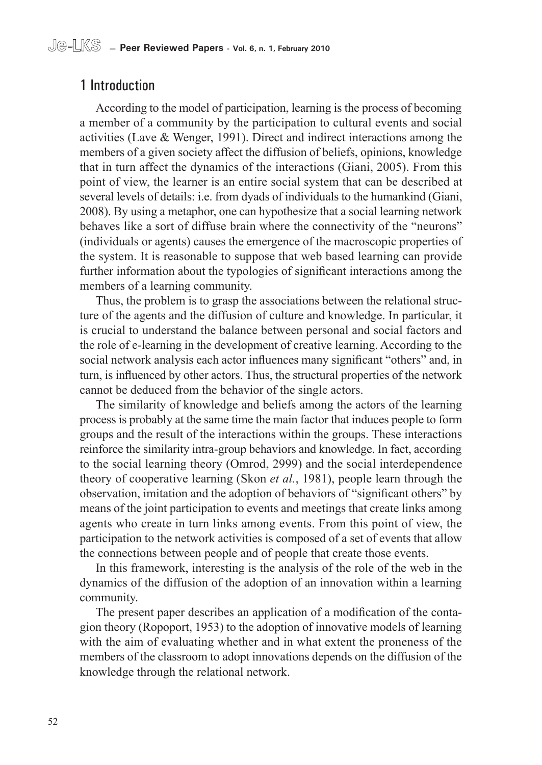## 1 Introduction

According to the model of participation, learning is the process of becoming a member of a community by the participation to cultural events and social activities (Lave & Wenger, 1991). Direct and indirect interactions among the members of a given society affect the diffusion of beliefs, opinions, knowledge that in turn affect the dynamics of the interactions (Giani, 2005). From this point of view, the learner is an entire social system that can be described at several levels of details: i.e. from dyads of individuals to the humankind (Giani, 2008). By using a metaphor, one can hypothesize that a social learning network behaves like a sort of diffuse brain where the connectivity of the "neurons" (individuals or agents) causes the emergence of the macroscopic properties of the system. It is reasonable to suppose that web based learning can provide further information about the typologies of significant interactions among the members of a learning community.

Thus, the problem is to grasp the associations between the relational structure of the agents and the diffusion of culture and knowledge. In particular, it is crucial to understand the balance between personal and social factors and the role of e-learning in the development of creative learning. According to the social network analysis each actor influences many significant "others" and, in turn, is influenced by other actors. Thus, the structural properties of the network cannot be deduced from the behavior of the single actors.

The similarity of knowledge and beliefs among the actors of the learning process is probably at the same time the main factor that induces people to form groups and the result of the interactions within the groups. These interactions reinforce the similarity intra-group behaviors and knowledge. In fact, according to the social learning theory (Omrod, 2999) and the social interdependence theory of cooperative learning (Skon *et al.*, 1981), people learn through the observation, imitation and the adoption of behaviors of "significant others" by means of the joint participation to events and meetings that create links among agents who create in turn links among events. From this point of view, the participation to the network activities is composed of a set of events that allow the connections between people and of people that create those events.

In this framework, interesting is the analysis of the role of the web in the dynamics of the diffusion of the adoption of an innovation within a learning community.

The present paper describes an application of a modification of the contagion theory (Ropoport, 1953) to the adoption of innovative models of learning with the aim of evaluating whether and in what extent the proneness of the members of the classroom to adopt innovations depends on the diffusion of the knowledge through the relational network.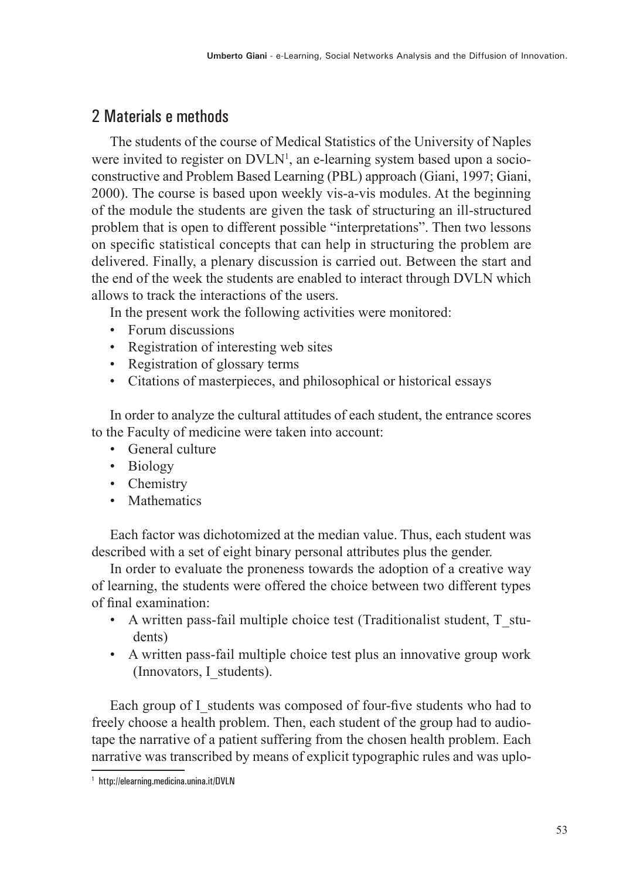## 2 Materials e methods

The students of the course of Medical Statistics of the University of Naples were invited to register on DVLN[1], an e-learning system based upon a socio-constructive and Problem Based Learning (PBL) approach (Giani, 1997; Giani, 2000). The course is based upon weekly vis-a-vis modules. At the beginning of the module the students are given the task of structuring an ill-structured problem that is open to different possible "interpretations". Then two lessons on specific statistical concepts that can help in structuring the problem are delivered. Finally, a plenary discussion is carried out. Between the start and the end of the week the students are enabled to interact through DVLN which allows to track the interactions of the users.

In the present work the following activities were monitored:

- Forum discussions
- Registration of interesting web sites
- Registration of glossary terms
- Citations of masterpieces, and philosophical or historical essays

In order to analyze the cultural attitudes of each student, the entrance scores to the Faculty of medicine were taken into account:

- General culture
- Biology
- Chemistry
- Mathematics

Each factor was dichotomized at the median value. Thus, each student was described with a set of eight binary personal attributes plus the gender.

In order to evaluate the proneness towards the adoption of a creative way of learning, the students were offered the choice between two different types of final examination:

- A written pass-fail multiple choice test (Traditionalist student, T_students)
- A written pass-fail multiple choice test plus an innovative group work (Innovators, I_students).

Each group of I_students was composed of four-five students who had to freely choose a health problem. Then, each student of the group had to audio-tape the narrative of a patient suffering from the chosen health problem. Each narrative was transcribed by means of explicit typographic rules and was uplo-

[1] http://elearning.medicina.unina.it/DVLN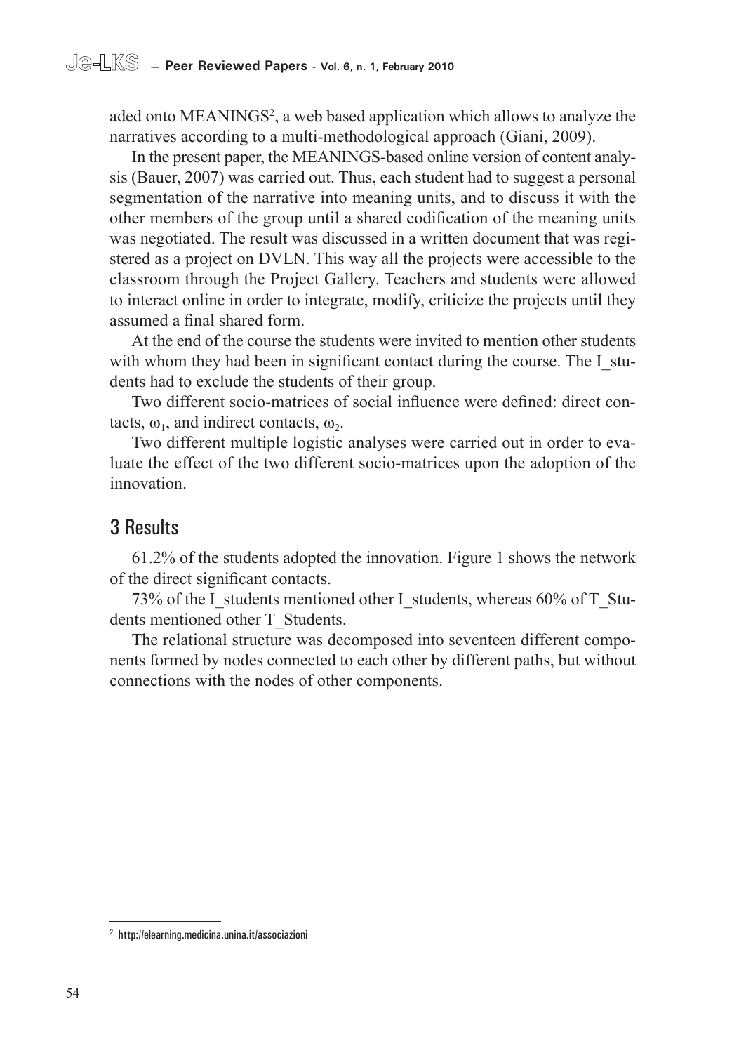aded onto MEANINGS[2], a web based application which allows to analyze the narratives according to a multi-methodological approach (Giani, 2009).

In the present paper, the MEANINGS-based online version of content analysis (Bauer, 2007) was carried out. Thus, each student had to suggest a personal segmentation of the narrative into meaning units, and to discuss it with the other members of the group until a shared codification of the meaning units was negotiated. The result was discussed in a written document that was registered as a project on DVLN. This way all the projects were accessible to the classroom through the Project Gallery. Teachers and students were allowed to interact online in order to integrate, modify, criticize the projects until they assumed a final shared form.

At the end of the course the students were invited to mention other students with whom they had been in significant contact during the course. The I_students had to exclude the students of their group.

Two different socio-matrices of social influence were defined: direct contacts, $\omega_1$, and indirect contacts, $\omega_2$.

Two different multiple logistic analyses were carried out in order to evaluate the effect of the two different socio-matrices upon the adoption of the innovation.

## 3 Results

61.2% of the students adopted the innovation. Figure 1 shows the network of the direct significant contacts.

73% of the I_students mentioned other I_students, whereas 60% of T_Students mentioned other T_Students.

The relational structure was decomposed into seventeen different components formed by nodes connected to each other by different paths, but without connections with the nodes of other components.

[2] http://elearning.medicina.unina.it/associazioni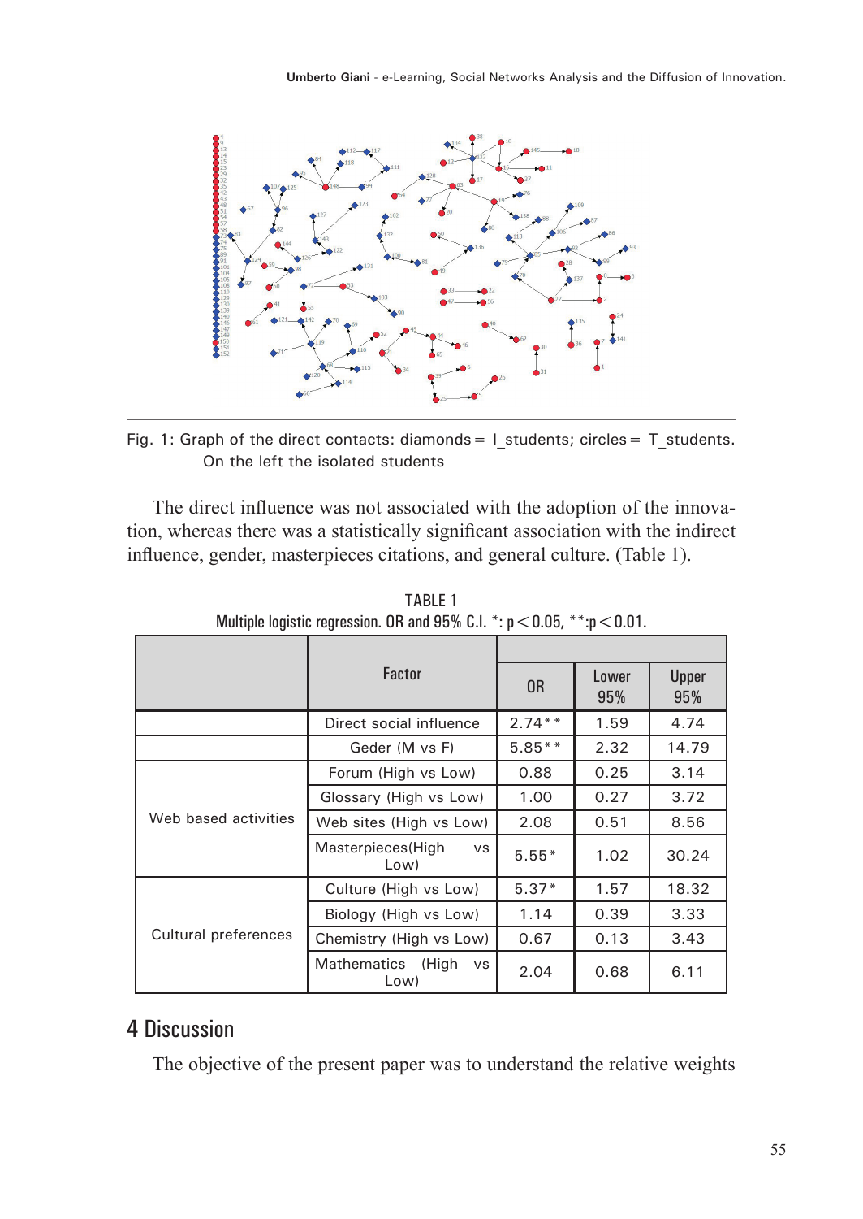Fig. 1: Graph of the direct contacts: diamonds = I_students; circles = T_students. On the left the isolated students

The direct influence was not associated with the adoption of the innovation, whereas there was a statistically significant association with the indirect influence, gender, masterpieces citations, and general culture. (Table 1).

TABLE 1
Multiple logistic regression. OR and 95% C.I. *: $p < 0.05$, **: $p < 0.01$.

| | Factor | OR | Lower 95% | Upper 95% |
|---|---|---|---|---|
| | Direct social influence | 2.74** | 1.59 | 4.74 |
| | Geder (M vs F) | 5.85** | 2.32 | 14.79 |
| Web based activities | Forum (High vs Low) | 0.88 | 0.25 | 3.14 |
| | Glossary (High vs Low) | 1.00 | 0.27 | 3.72 |
| | Web sites (High vs Low) | 2.08 | 0.51 | 8.56 |
| | Masterpieces(High vs Low) | 5.55* | 1.02 | 30.24 |
| Cultural preferences | Culture (High vs Low) | 5.37* | 1.57 | 18.32 |
| | Biology (High vs Low) | 1.14 | 0.39 | 3.33 |
| | Chemistry (High vs Low) | 0.67 | 0.13 | 3.43 |
| | Mathematics (High vs Low) | 2.04 | 0.68 | 6.11 |

## 4 Discussion

The objective of the present paper was to understand the relative weights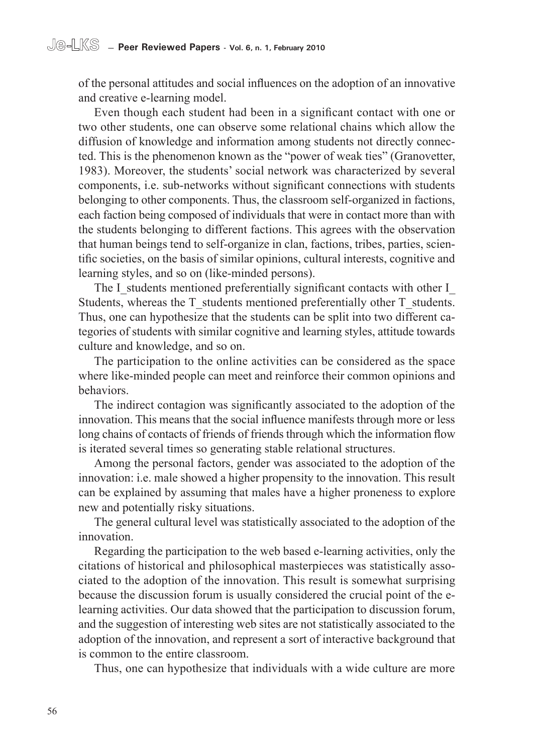of the personal attitudes and social influences on the adoption of an innovative and creative e-learning model.

Even though each student had been in a significant contact with one or two other students, one can observe some relational chains which allow the diffusion of knowledge and information among students not directly connected. This is the phenomenon known as the "power of weak ties" (Granovetter, 1983). Moreover, the students' social network was characterized by several components, i.e. sub-networks without significant connections with students belonging to other components. Thus, the classroom self-organized in factions, each faction being composed of individuals that were in contact more than with the students belonging to different factions. This agrees with the observation that human beings tend to self-organize in clan, factions, tribes, parties, scientific societies, on the basis of similar opinions, cultural interests, cognitive and learning styles, and so on (like-minded persons).

The I_students mentioned preferentially significant contacts with other I_Students, whereas the T_students mentioned preferentially other T_students. Thus, one can hypothesize that the students can be split into two different categories of students with similar cognitive and learning styles, attitude towards culture and knowledge, and so on.

The participation to the online activities can be considered as the space where like-minded people can meet and reinforce their common opinions and behaviors.

The indirect contagion was significantly associated to the adoption of the innovation. This means that the social influence manifests through more or less long chains of contacts of friends of friends through which the information flow is iterated several times so generating stable relational structures.

Among the personal factors, gender was associated to the adoption of the innovation: i.e. male showed a higher propensity to the innovation. This result can be explained by assuming that males have a higher proneness to explore new and potentially risky situations.

The general cultural level was statistically associated to the adoption of the innovation.

Regarding the participation to the web based e-learning activities, only the citations of historical and philosophical masterpieces was statistically associated to the adoption of the innovation. This result is somewhat surprising because the discussion forum is usually considered the crucial point of the e-learning activities. Our data showed that the participation to discussion forum, and the suggestion of interesting web sites are not statistically associated to the adoption of the innovation, and represent a sort of interactive background that is common to the entire classroom.

Thus, one can hypothesize that individuals with a wide culture are more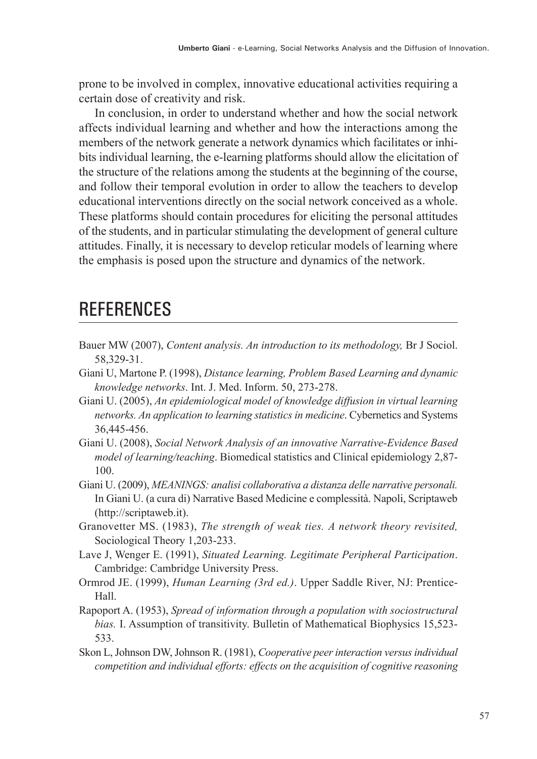prone to be involved in complex, innovative educational activities requiring a certain dose of creativity and risk.

In conclusion, in order to understand whether and how the social network affects individual learning and whether and how the interactions among the members of the network generate a network dynamics which facilitates or inhibits individual learning, the e-learning platforms should allow the elicitation of the structure of the relations among the students at the beginning of the course, and follow their temporal evolution in order to allow the teachers to develop educational interventions directly on the social network conceived as a whole. These platforms should contain procedures for eliciting the personal attitudes of the students, and in particular stimulating the development of general culture attitudes. Finally, it is necessary to develop reticular models of learning where the emphasis is posed upon the structure and dynamics of the network.

## REFERENCES

Bauer MW (2007), *Content analysis. An introduction to its methodology,* Br J Sociol. 58,329-31.

Giani U, Martone P. (1998), *Distance learning, Problem Based Learning and dynamic knowledge networks*. Int. J. Med. Inform. 50, 273-278.

Giani U. (2005), *An epidemiological model of knowledge diffusion in virtual learning networks. An application to learning statistics in medicine*. Cybernetics and Systems 36,445-456.

Giani U. (2008), *Social Network Analysis of an innovative Narrative-Evidence Based model of learning/teaching*. Biomedical statistics and Clinical epidemiology 2,87-100.

Giani U. (2009), *MEANINGS: analisi collaborativa a distanza delle narrative personali.* In Giani U. (a cura di) Narrative Based Medicine e complessità. Napoli, Scriptaweb (http://scriptaweb.it).

Granovetter MS. (1983), *The strength of weak ties. A network theory revisited,* Sociological Theory 1,203-233.

Lave J, Wenger E. (1991), *Situated Learning. Legitimate Peripheral Participation*. Cambridge: Cambridge University Press.

Ormrod JE. (1999), *Human Learning (3rd ed.)*. Upper Saddle River, NJ: Prentice-Hall.

Rapoport A. (1953), *Spread of information through a population with sociostructural bias.* I. Assumption of transitivity. Bulletin of Mathematical Biophysics 15,523-533.

Skon L, Johnson DW, Johnson R. (1981), *Cooperative peer interaction versus individual competition and individual efforts: effects on the acquisition of cognitive reasoning*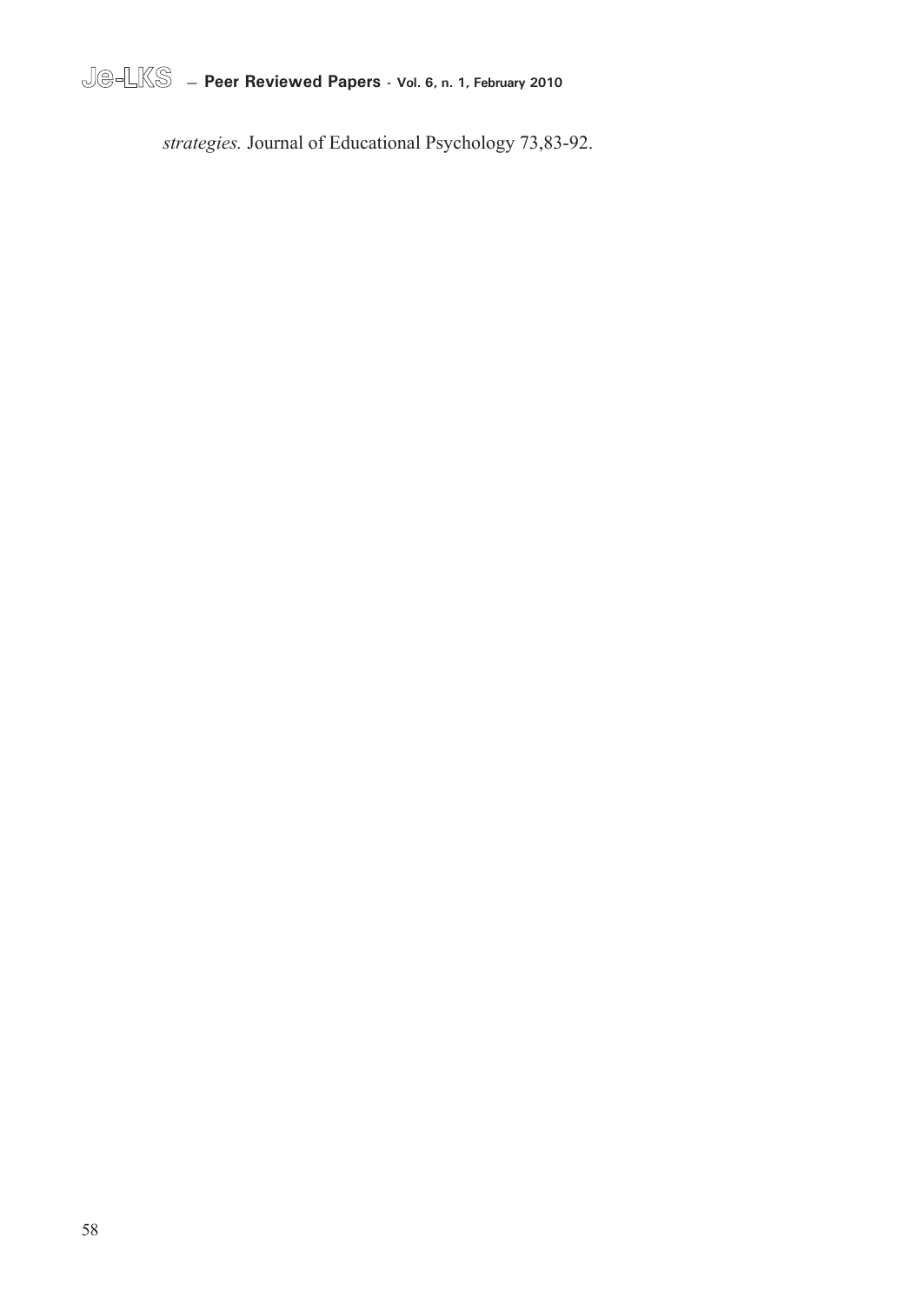*strategies.* Journal of Educational Psychology 73,83-92.